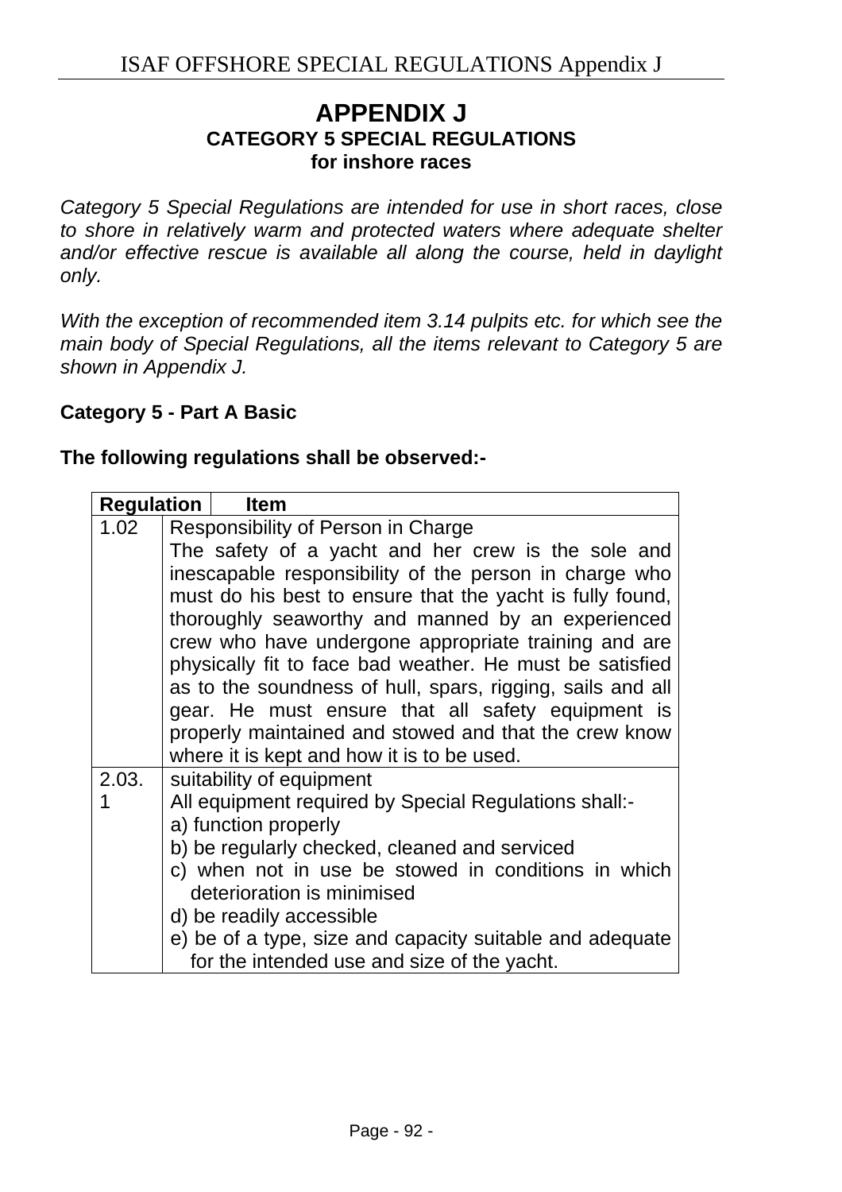# APPENDIX J
## CATEGORY 5 SPECIAL REGULATIONS
### for inshore races

*Category 5 Special Regulations are intended for use in short races, close to shore in relatively warm and protected waters where adequate shelter and/or effective rescue is available all along the course, held in daylight only.*

*With the exception of recommended item 3.14 pulpits etc. for which see the main body of Special Regulations, all the items relevant to Category 5 are shown in Appendix J.*

**Category 5 - Part A Basic**

**The following regulations shall be observed:-**

| Regulation | Item |
|---|---|
| 1.02 | Responsibility of Person in Charge<br>The safety of a yacht and her crew is the sole and inescapable responsibility of the person in charge who must do his best to ensure that the yacht is fully found, thoroughly seaworthy and manned by an experienced crew who have undergone appropriate training and are physically fit to face bad weather. He must be satisfied as to the soundness of hull, spars, rigging, sails and all gear. He must ensure that all safety equipment is properly maintained and stowed and that the crew know where it is kept and how it is to be used. |
| 2.03.1 | suitability of equipment<br>All equipment required by Special Regulations shall:-<br>a) function properly<br>b) be regularly checked, cleaned and serviced<br>c) when not in use be stowed in conditions in which deterioration is minimised<br>d) be readily accessible<br>e) be of a type, size and capacity suitable and adequate for the intended use and size of the yacht. |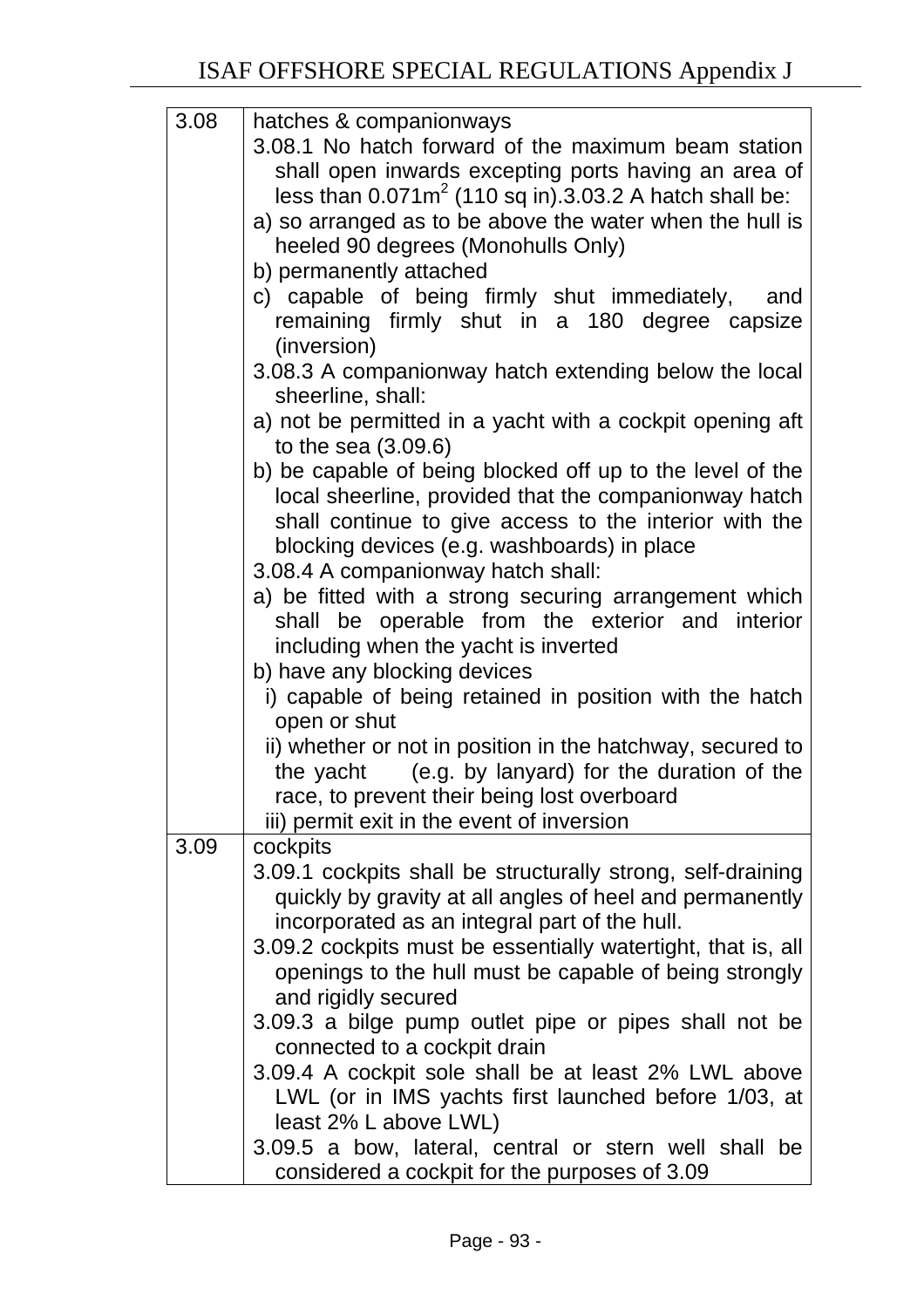| | |
|---|---|
| 3.08 | hatches & companionways<br>3.08.1 No hatch forward of the maximum beam station shall open inwards excepting ports having an area of less than $0.071m^2$ (110 sq in).3.03.2 A hatch shall be:<br>a) so arranged as to be above the water when the hull is heeled 90 degrees (Monohulls Only)<br>b) permanently attached<br>c) capable of being firmly shut immediately, and remaining firmly shut in a 180 degree capsize (inversion)<br>3.08.3 A companionway hatch extending below the local sheerline, shall:<br>a) not be permitted in a yacht with a cockpit opening aft to the sea (3.09.6)<br>b) be capable of being blocked off up to the level of the local sheerline, provided that the companionway hatch shall continue to give access to the interior with the blocking devices (e.g. washboards) in place<br>3.08.4 A companionway hatch shall:<br>a) be fitted with a strong securing arrangement which shall be operable from the exterior and interior including when the yacht is inverted<br>b) have any blocking devices<br>i) capable of being retained in position with the hatch open or shut<br>ii) whether or not in position in the hatchway, secured to the yacht (e.g. by lanyard) for the duration of the race, to prevent their being lost overboard<br>iii) permit exit in the event of inversion |
| 3.09 | cockpits<br>3.09.1 cockpits shall be structurally strong, self-draining quickly by gravity at all angles of heel and permanently incorporated as an integral part of the hull.<br>3.09.2 cockpits must be essentially watertight, that is, all openings to the hull must be capable of being strongly and rigidly secured<br>3.09.3 a bilge pump outlet pipe or pipes shall not be connected to a cockpit drain<br>3.09.4 A cockpit sole shall be at least 2% LWL above LWL (or in IMS yachts first launched before 1/03, at least 2% L above LWL)<br>3.09.5 a bow, lateral, central or stern well shall be considered a cockpit for the purposes of 3.09 |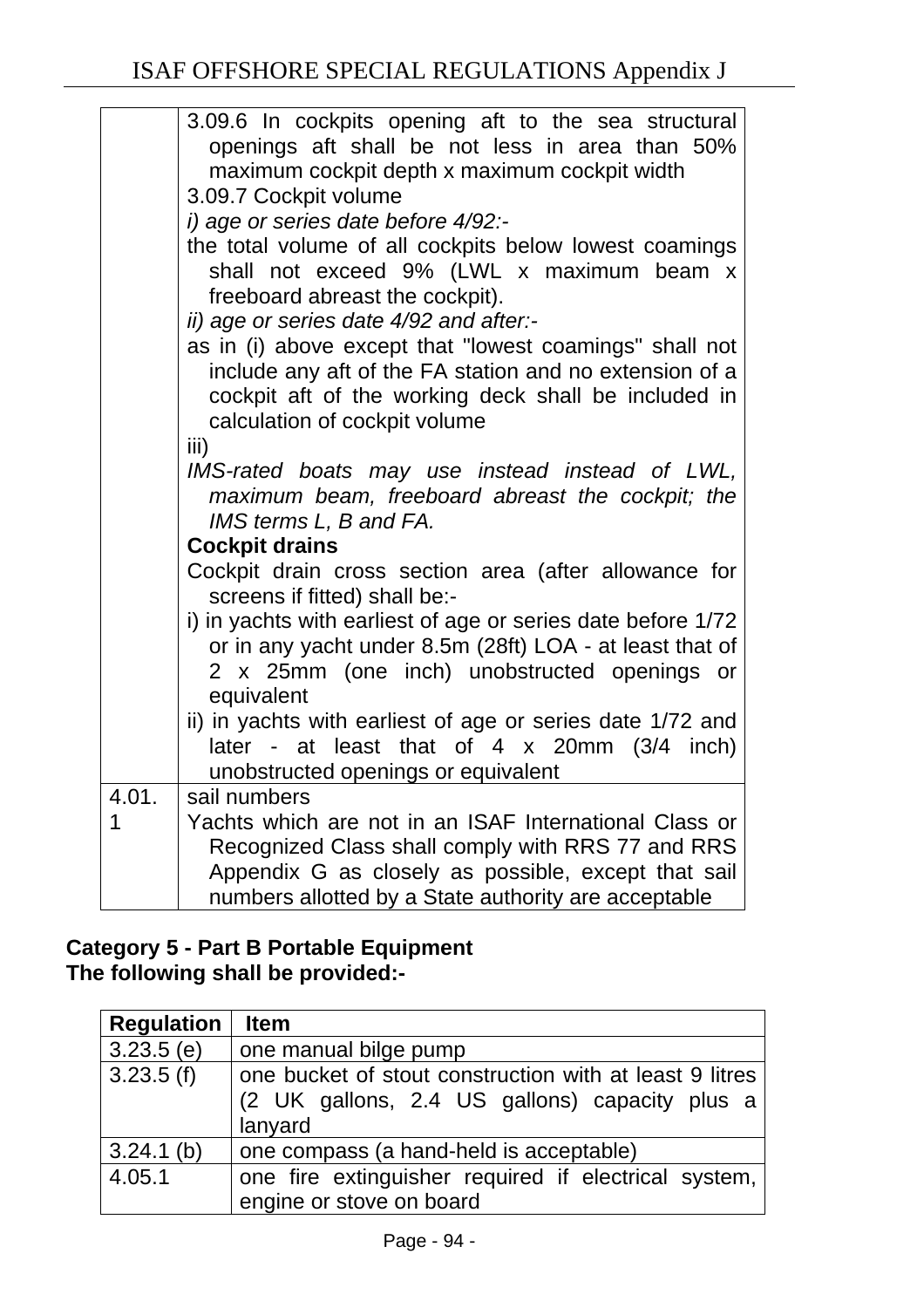| | |
|---|---|
| | 3.09.6 In cockpits opening aft to the sea structural openings aft shall be not less in area than 50% maximum cockpit depth x maximum cockpit width<br>3.09.7 Cockpit volume<br>*i) age or series date before 4/92:-*<br>the total volume of all cockpits below lowest coamings shall not exceed 9% (LWL x maximum beam x freeboard abreast the cockpit).<br>*ii) age or series date 4/92 and after:-*<br>as in (i) above except that "lowest coamings" shall not include any aft of the FA station and no extension of a cockpit aft of the working deck shall be included in calculation of cockpit volume<br>iii)<br>*IMS-rated boats may use instead instead of LWL, maximum beam, freeboard abreast the cockpit; the IMS terms L, B and FA.*<br>**Cockpit drains**<br>Cockpit drain cross section area (after allowance for screens if fitted) shall be:-<br>i) in yachts with earliest of age or series date before 1/72 or in any yacht under 8.5m (28ft) LOA - at least that of 2 x 25mm (one inch) unobstructed openings or equivalent<br>ii) in yachts with earliest of age or series date 1/72 and later - at least that of 4 x 20mm (3/4 inch) unobstructed openings or equivalent |
| 4.01.1 | sail numbers<br>Yachts which are not in an ISAF International Class or Recognized Class shall comply with RRS 77 and RRS Appendix G as closely as possible, except that sail numbers allotted by a State authority are acceptable |

**Category 5 - Part B Portable Equipment**
**The following shall be provided:-**

| Regulation | Item |
|---|---|
| 3.23.5 (e) | one manual bilge pump |
| 3.23.5 (f) | one bucket of stout construction with at least 9 litres (2 UK gallons, 2.4 US gallons) capacity plus a lanyard |
| 3.24.1 (b) | one compass (a hand-held is acceptable) |
| 4.05.1 | one fire extinguisher required if electrical system, engine or stove on board |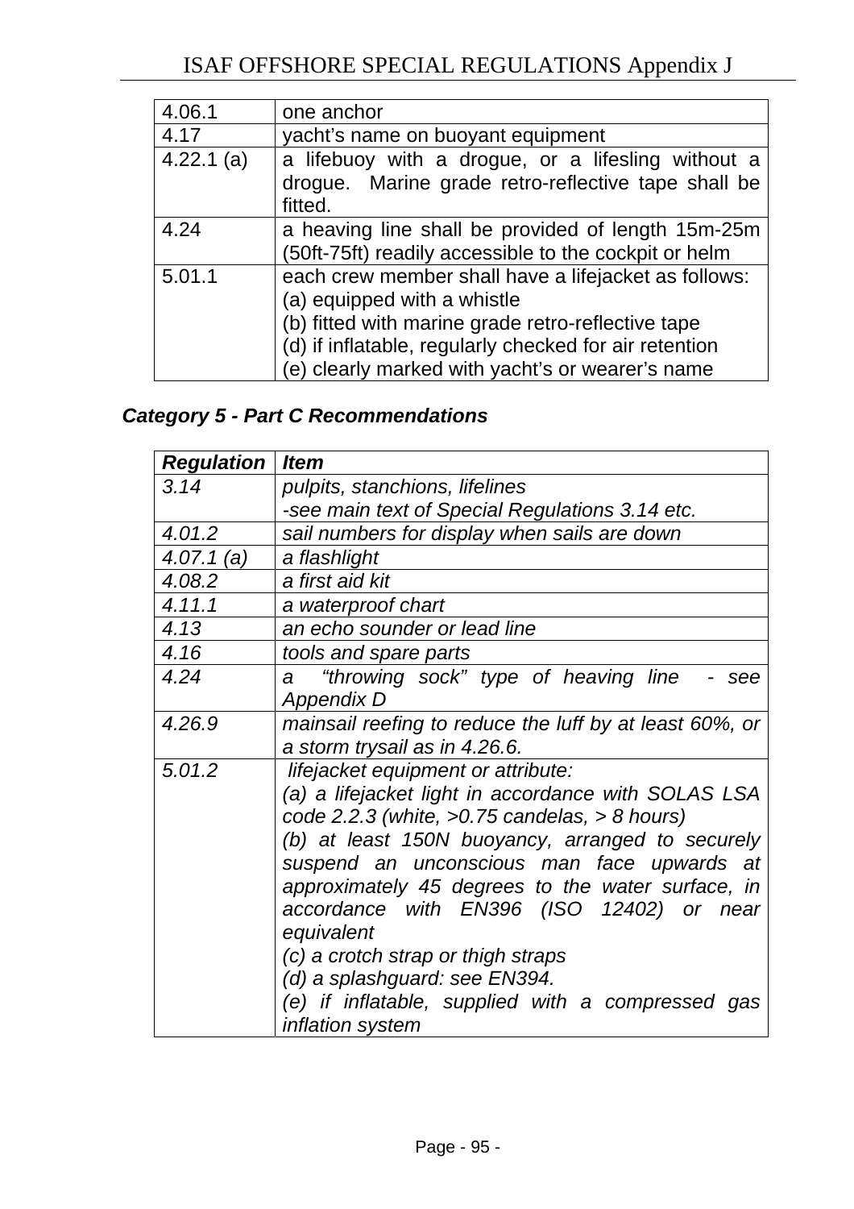| | |
|---|---|
| 4.06.1 | one anchor |
| 4.17 | yacht's name on buoyant equipment |
| 4.22.1 (a) | a lifebuoy with a drogue, or a lifesling without a drogue. Marine grade retro-reflective tape shall be fitted. |
| 4.24 | a heaving line shall be provided of length 15m-25m (50ft-75ft) readily accessible to the cockpit or helm |
| 5.01.1 | each crew member shall have a lifejacket as follows:<br>(a) equipped with a whistle<br>(b) fitted with marine grade retro-reflective tape<br>(d) if inflatable, regularly checked for air retention<br>(e) clearly marked with yacht's or wearer's name |

### *Category 5 - Part C Recommendations*

| ***Regulation*** | ***Item*** |
|---|---|
| *3.14* | *pulpits, stanchions, lifelines*<br>*-see main text of Special Regulations 3.14 etc.* |
| *4.01.2* | *sail numbers for display when sails are down* |
| *4.07.1 (a)* | *a flashlight* |
| *4.08.2* | *a first aid kit* |
| *4.11.1* | *a waterproof chart* |
| *4.13* | *an echo sounder or lead line* |
| *4.16* | *tools and spare parts* |
| *4.24* | *a "throwing sock" type of heaving line - see Appendix D* |
| *4.26.9* | *mainsail reefing to reduce the luff by at least 60%, or a storm trysail as in 4.26.6.* |
| *5.01.2* | *lifejacket equipment or attribute:*<br>*(a) a lifejacket light in accordance with SOLAS LSA code 2.2.3 (white, >0.75 candelas, > 8 hours)*<br>*(b) at least 150N buoyancy, arranged to securely suspend an unconscious man face upwards at approximately 45 degrees to the water surface, in accordance with EN396 (ISO 12402) or near equivalent*<br>*(c) a crotch strap or thigh straps*<br>*(d) a splashguard: see EN394.*<br>*(e) if inflatable, supplied with a compressed gas inflation system* |